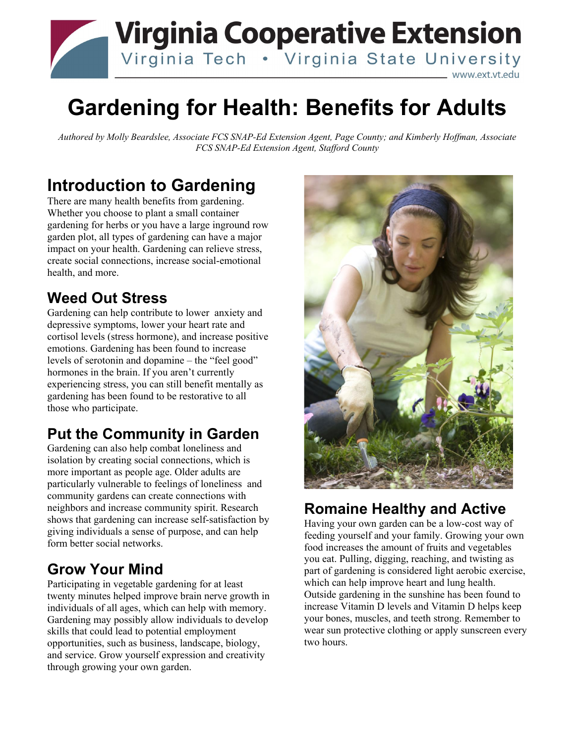Virginia Cooperative Extension

Virginia Tech • Virginia State University

www.ext.vt.edu

# Gardening for Health: Benefits for Adults

*Authored by Molly Beardslee, Associate FCS SNAP-Ed Extension Agent, Page County; and Kimberly Hoffman, Associate FCS SNAP-Ed Extension Agent, Stafford County*

## Introduction to Gardening

There are many health benefits from gardening. Whether you choose to plant a small container gardening for herbs or you have a large inground row garden plot, all types of gardening can have a major impact on your health. Gardening can relieve stress, create social connections, increase social-emotional health, and more.

## Weed Out Stress

Gardening can help contribute to lower anxiety and depressive symptoms, lower your heart rate and cortisol levels (stress hormone), and increase positive emotions. Gardening has been found to increase levels of serotonin and dopamine – the "feel good" hormones in the brain. If you aren't currently experiencing stress, you can still benefit mentally as gardening has been found to be restorative to all those who participate.

## Put the Community in Garden

Gardening can also help combat loneliness and isolation by creating social connections, which is more important as people age. Older adults are particularly vulnerable to feelings of loneliness and community gardens can create connections with neighbors and increase community spirit. Research shows that gardening can increase self-satisfaction by giving individuals a sense of purpose, and can help form better social networks.

## Grow Your Mind

Participating in vegetable gardening for at least twenty minutes helped improve brain nerve growth in individuals of all ages, which can help with memory. Gardening may possibly allow individuals to develop skills that could lead to potential employment opportunities, such as business, landscape, biology, and service. Grow yourself expression and creativity through growing your own garden.

## Romaine Healthy and Active

Having your own garden can be a low-cost way of feeding yourself and your family. Growing your own food increases the amount of fruits and vegetables you eat. Pulling, digging, reaching, and twisting as part of gardening is considered light aerobic exercise, which can help improve heart and lung health. Outside gardening in the sunshine has been found to increase Vitamin D levels and Vitamin D helps keep your bones, muscles, and teeth strong. Remember to wear sun protective clothing or apply sunscreen every two hours.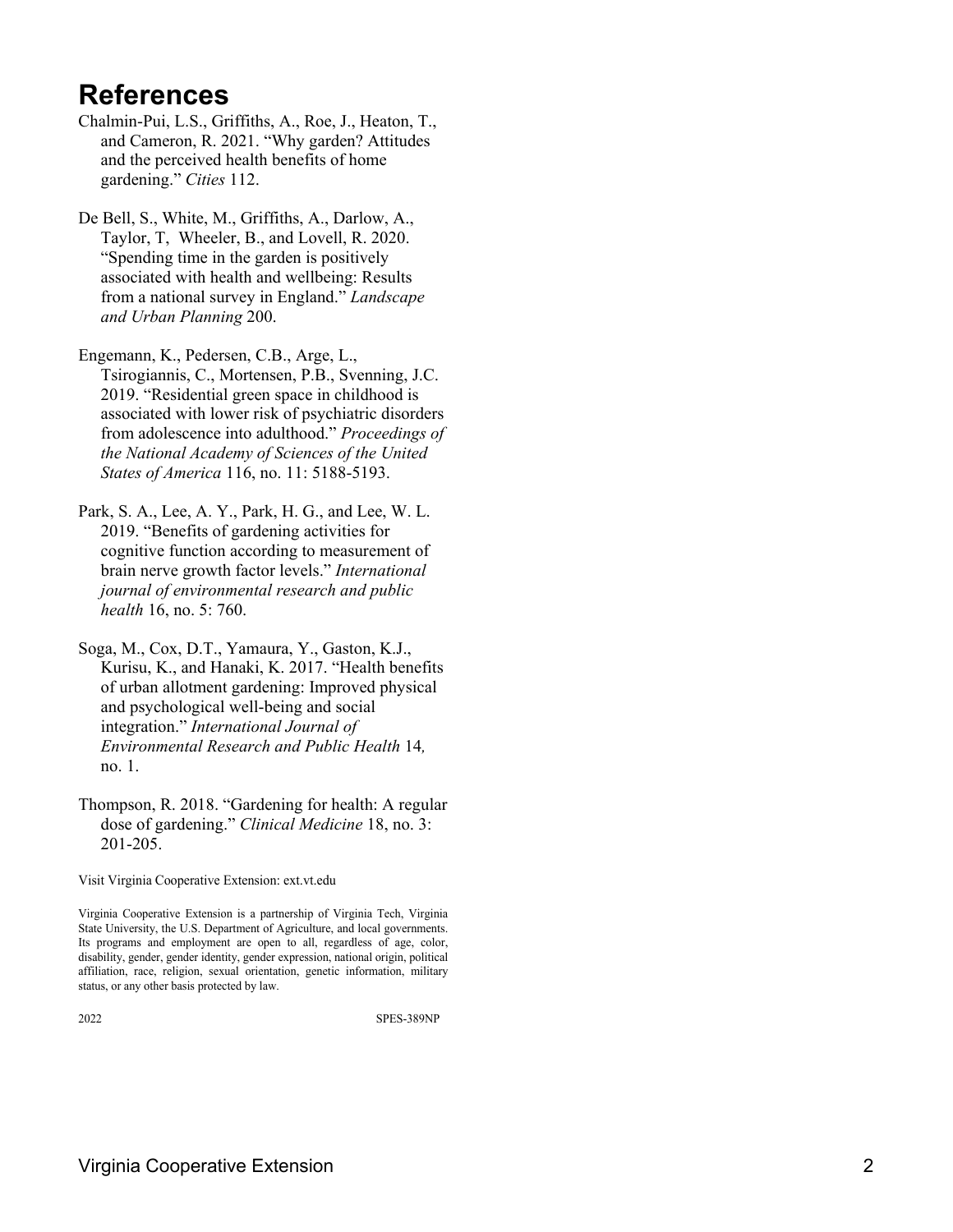## References

Chalmin-Pui, L.S., Griffiths, A., Roe, J., Heaton, T., and Cameron, R. 2021. "Why garden? Attitudes and the perceived health benefits of home gardening." *Cities* 112.

De Bell, S., White, M., Griffiths, A., Darlow, A., Taylor, T, Wheeler, B., and Lovell, R. 2020. "Spending time in the garden is positively associated with health and wellbeing: Results from a national survey in England." *Landscape and Urban Planning* 200.

Engemann, K., Pedersen, C.B., Arge, L., Tsirogiannis, C., Mortensen, P.B., Svenning, J.C. 2019. "Residential green space in childhood is associated with lower risk of psychiatric disorders from adolescence into adulthood." *Proceedings of the National Academy of Sciences of the United States of America* 116, no. 11: 5188-5193.

Park, S. A., Lee, A. Y., Park, H. G., and Lee, W. L. 2019. "Benefits of gardening activities for cognitive function according to measurement of brain nerve growth factor levels." *International journal of environmental research and public health* 16, no. 5: 760.

Soga, M., Cox, D.T., Yamaura, Y., Gaston, K.J., Kurisu, K., and Hanaki, K. 2017. "Health benefits of urban allotment gardening: Improved physical and psychological well-being and social integration." *International Journal of Environmental Research and Public Health* 14*,* no. 1.

Thompson, R. 2018. "Gardening for health: A regular dose of gardening." *Clinical Medicine* 18, no. 3: 201-205.

Visit Virginia Cooperative Extension: ext.vt.edu

Virginia Cooperative Extension is a partnership of Virginia Tech, Virginia State University, the U.S. Department of Agriculture, and local governments. Its programs and employment are open to all, regardless of age, color, disability, gender, gender identity, gender expression, national origin, political affiliation, race, religion, sexual orientation, genetic information, military status, or any other basis protected by law.

2022 SPES-389NP